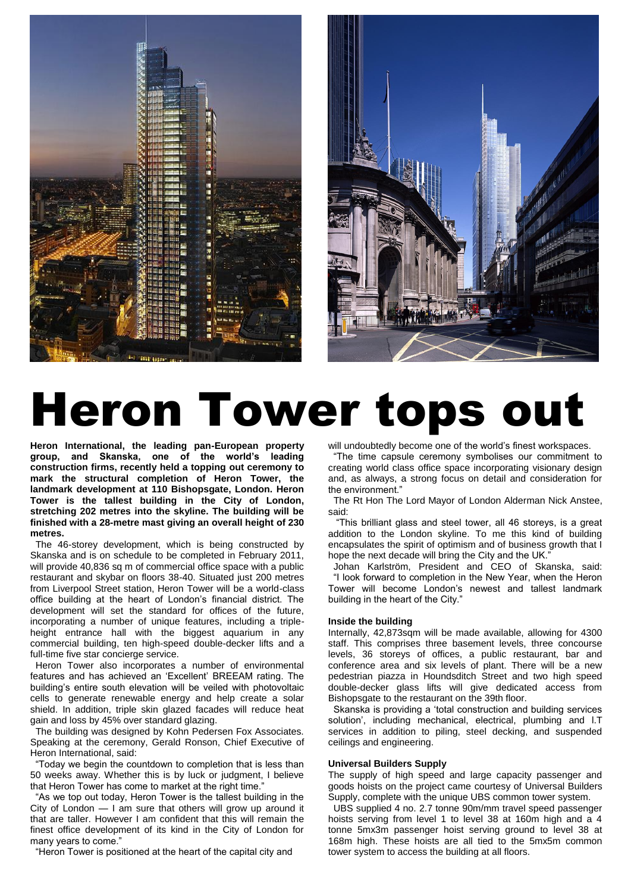# Heron Tower tops out

**Heron International, the leading pan-European property group, and Skanska, one of the world's leading construction firms, recently held a topping out ceremony to mark the structural completion of Heron Tower, the landmark development at 110 Bishopsgate, London. Heron Tower is the tallest building in the City of London, stretching 202 metres into the skyline. The building will be finished with a 28-metre mast giving an overall height of 230 metres.**

The 46-storey development, which is being constructed by Skanska and is on schedule to be completed in February 2011, will provide 40,836 sq m of commercial office space with a public restaurant and skybar on floors 38-40. Situated just 200 metres from Liverpool Street station, Heron Tower will be a world-class office building at the heart of London's financial district. The development will set the standard for offices of the future, incorporating a number of unique features, including a triple-height entrance hall with the biggest aquarium in any commercial building, ten high-speed double-decker lifts and a full-time five star concierge service.

Heron Tower also incorporates a number of environmental features and has achieved an 'Excellent' BREEAM rating. The building's entire south elevation will be veiled with photovoltaic cells to generate renewable energy and help create a solar shield. In addition, triple skin glazed facades will reduce heat gain and loss by 45% over standard glazing.

The building was designed by Kohn Pedersen Fox Associates. Speaking at the ceremony, Gerald Ronson, Chief Executive of Heron International, said:

"Today we begin the countdown to completion that is less than 50 weeks away. Whether this is by luck or judgment, I believe that Heron Tower has come to market at the right time."

"As we top out today, Heron Tower is the tallest building in the City of London — I am sure that others will grow up around it that are taller. However I am confident that this will remain the finest office development of its kind in the City of London for many years to come."

"Heron Tower is positioned at the heart of the capital city and will undoubtedly become one of the world's finest workspaces.

"The time capsule ceremony symbolises our commitment to creating world class office space incorporating visionary design and, as always, a strong focus on detail and consideration for the environment."

The Rt Hon The Lord Mayor of London Alderman Nick Anstee, said:

"This brilliant glass and steel tower, all 46 storeys, is a great addition to the London skyline. To me this kind of building encapsulates the spirit of optimism and of business growth that I hope the next decade will bring the City and the UK."

Johan Karlström, President and CEO of Skanska, said: "I look forward to completion in the New Year, when the Heron Tower will become London's newest and tallest landmark building in the heart of the City."

**Inside the building**

Internally, 42,873sqm will be made available, allowing for 4300 staff. This comprises three basement levels, three concourse levels, 36 storeys of offices, a public restaurant, bar and conference area and six levels of plant. There will be a new pedestrian piazza in Houndsditch Street and two high speed double-decker glass lifts will give dedicated access from Bishopsgate to the restaurant on the 39th floor.

Skanska is providing a 'total construction and building services solution', including mechanical, electrical, plumbing and I.T services in addition to piling, steel decking, and suspended ceilings and engineering.

**Universal Builders Supply**

The supply of high speed and large capacity passenger and goods hoists on the project came courtesy of Universal Builders Supply, complete with the unique UBS common tower system.

UBS supplied 4 no. 2.7 tonne 90m/mm travel speed passenger hoists serving from level 1 to level 38 at 160m high and a 4 tonne 5mx3m passenger hoist serving ground to level 38 at 168m high. These hoists are all tied to the 5mx5m common tower system to access the building at all floors.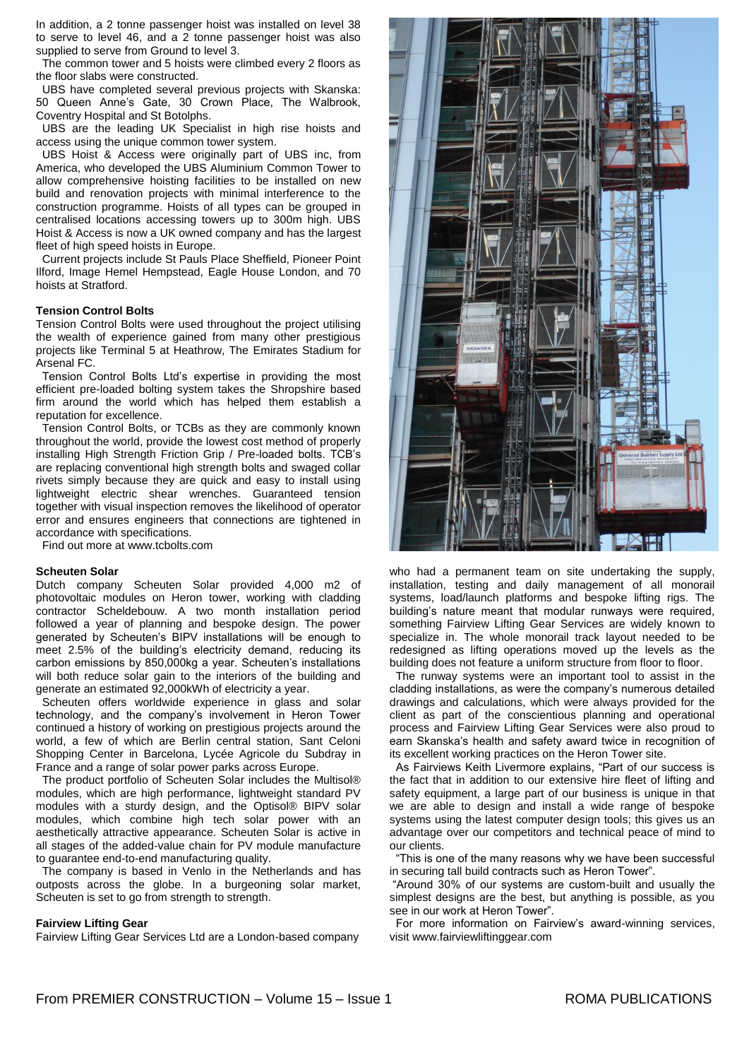In addition, a 2 tonne passenger hoist was installed on level 38 to serve to level 46, and a 2 tonne passenger hoist was also supplied to serve from Ground to level 3.

The common tower and 5 hoists were climbed every 2 floors as the floor slabs were constructed.

UBS have completed several previous projects with Skanska: 50 Queen Anne's Gate, 30 Crown Place, The Walbrook, Coventry Hospital and St Botolphs.

UBS are the leading UK Specialist in high rise hoists and access using the unique common tower system.

UBS Hoist & Access were originally part of UBS inc, from America, who developed the UBS Aluminium Common Tower to allow comprehensive hoisting facilities to be installed on new build and renovation projects with minimal interference to the construction programme. Hoists of all types can be grouped in centralised locations accessing towers up to 300m high. UBS Hoist & Access is now a UK owned company and has the largest fleet of high speed hoists in Europe.

Current projects include St Pauls Place Sheffield, Pioneer Point Ilford, Image Hemel Hempstead, Eagle House London, and 70 hoists at Stratford.

### Tension Control Bolts

Tension Control Bolts were used throughout the project utilising the wealth of experience gained from many other prestigious projects like Terminal 5 at Heathrow, The Emirates Stadium for Arsenal FC.

Tension Control Bolts Ltd's expertise in providing the most efficient pre-loaded bolting system takes the Shropshire based firm around the world which has helped them establish a reputation for excellence.

Tension Control Bolts, or TCBs as they are commonly known throughout the world, provide the lowest cost method of properly installing High Strength Friction Grip / Pre-loaded bolts. TCB's are replacing conventional high strength bolts and swaged collar rivets simply because they are quick and easy to install using lightweight electric shear wrenches. Guaranteed tension together with visual inspection removes the likelihood of operator error and ensures engineers that connections are tightened in accordance with specifications.

Find out more at www.tcbolts.com

### Scheuten Solar

Dutch company Scheuten Solar provided 4,000 m2 of photovoltaic modules on Heron tower, working with cladding contractor Scheldebouw. A two month installation period followed a year of planning and bespoke design. The power generated by Scheuten's BIPV installations will be enough to meet 2.5% of the building's electricity demand, reducing its carbon emissions by 850,000kg a year. Scheuten's installations will both reduce solar gain to the interiors of the building and generate an estimated 92,000kWh of electricity a year.

Scheuten offers worldwide experience in glass and solar technology, and the company's involvement in Heron Tower continued a history of working on prestigious projects around the world, a few of which are Berlin central station, Sant Celoni Shopping Center in Barcelona, Lycée Agricole du Subdray in France and a range of solar power parks across Europe.

The product portfolio of Scheuten Solar includes the Multisol® modules, which are high performance, lightweight standard PV modules with a sturdy design, and the Optisol® BIPV solar modules, which combine high tech solar power with an aesthetically attractive appearance. Scheuten Solar is active in all stages of the added-value chain for PV module manufacture to guarantee end-to-end manufacturing quality.

The company is based in Venlo in the Netherlands and has outposts across the globe. In a burgeoning solar market, Scheuten is set to go from strength to strength.

### Fairview Lifting Gear

Fairview Lifting Gear Services Ltd are a London-based company who had a permanent team on site undertaking the supply, installation, testing and daily management of all monorail systems, load/launch platforms and bespoke lifting rigs. The building's nature meant that modular runways were required, something Fairview Lifting Gear Services are widely known to specialize in. The whole monorail track layout needed to be redesigned as lifting operations moved up the levels as the building does not feature a uniform structure from floor to floor.

The runway systems were an important tool to assist in the cladding installations, as were the company's numerous detailed drawings and calculations, which were always provided for the client as part of the conscientious planning and operational process and Fairview Lifting Gear Services were also proud to earn Skanska's health and safety award twice in recognition of its excellent working practices on the Heron Tower site.

As Fairviews Keith Livermore explains, "Part of our success is the fact that in addition to our extensive hire fleet of lifting and safety equipment, a large part of our business is unique in that we are able to design and install a wide range of bespoke systems using the latest computer design tools; this gives us an advantage over our competitors and technical peace of mind to our clients.

"This is one of the many reasons why we have been successful in securing tall build contracts such as Heron Tower".

"Around 30% of our systems are custom-built and usually the simplest designs are the best, but anything is possible, as you see in our work at Heron Tower".

For more information on Fairview's award-winning services, visit www.fairviewliftinggear.com